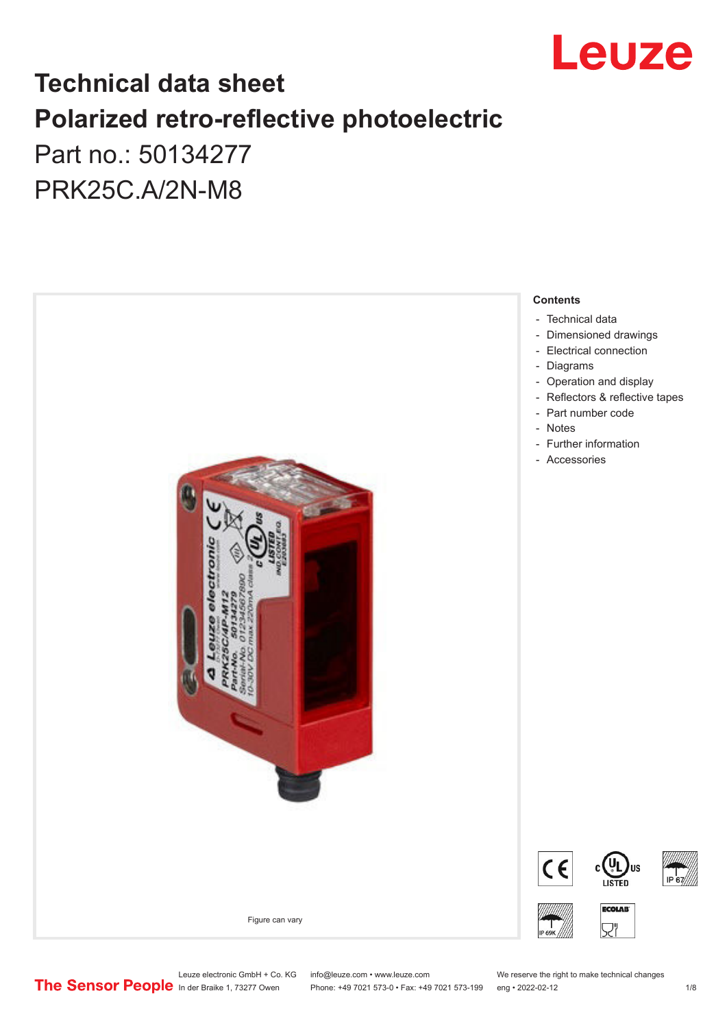# Technical data sheet

# Polarized retro-reflective photoelectric

Part no.: 50134277

PRK25C.A/2N-M8

Figure can vary

**Contents**

- Technical data
- Dimensioned drawings
- Electrical connection
- Diagrams
- Operation and display
- Reflectors & reflective tapes
- Part number code
- Notes
- Further information
- Accessories

Leuze electronic GmbH + Co. KG
In der Braike 1, 73277 Owen

info@leuze.com • www.leuze.com
Phone: +49 7021 573-0 • Fax: +49 7021 573-199

We reserve the right to make technical changes
eng • 2022-02-12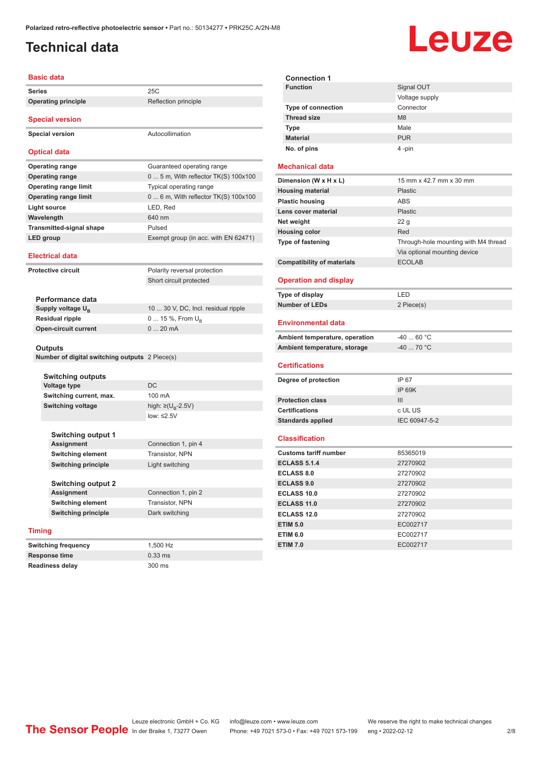# Technical data

## Basic data

| | |
|---|---|
| **Series** | 25C |
| **Operating principle** | Reflection principle |

## Special version

| | |
|---|---|
| **Special version** | Autocollimation |

## Optical data

| | |
|---|---|
| **Operating range** | Guaranteed operating range |
| **Operating range** | 0 ... 5 m, With reflector TK(S) 100x100 |
| **Operating range limit** | Typical operating range |
| **Operating range limit** | 0 ... 6 m, With reflector TK(S) 100x100 |
| **Light source** | LED, Red |
| **Wavelength** | 640 nm |
| **Transmitted-signal shape** | Pulsed |
| **LED group** | Exempt group (in acc. with EN 62471) |

## Electrical data

| | |
|---|---|
| **Protective circuit** | Polarity reversal protection |
| | Short circuit protected |

### Performance data

| | |
|---|---|
| **Supply voltage $U_B$** | 10 ... 30 V, DC, Incl. residual ripple |
| **Residual ripple** | 0 ... 15 %, From $U_B$ |
| **Open-circuit current** | 0 ... 20 mA |

### Outputs

| | |
|---|---|
| **Number of digital switching outputs** | 2 Piece(s) |

### Switching outputs

| | |
|---|---|
| **Voltage type** | DC |
| **Switching current, max.** | 100 mA |
| **Switching voltage** | high: ≥($U_B$-2.5V) |
| | low: ≤2.5V |

### Switching output 1

| | |
|---|---|
| **Assignment** | Connection 1, pin 4 |
| **Switching element** | Transistor, NPN |
| **Switching principle** | Light switching |

### Switching output 2

| | |
|---|---|
| **Assignment** | Connection 1, pin 2 |
| **Switching element** | Transistor, NPN |
| **Switching principle** | Dark switching |

## Timing

| | |
|---|---|
| **Switching frequency** | 1,500 Hz |
| **Response time** | 0.33 ms |
| **Readiness delay** | 300 ms |

### Connection 1

| | |
|---|---|
| **Function** | Signal OUT |
| | Voltage supply |
| **Type of connection** | Connector |
| **Thread size** | M8 |
| **Type** | Male |
| **Material** | PUR |
| **No. of pins** | 4 -pin |

## Mechanical data

| | |
|---|---|
| **Dimension (W x H x L)** | 15 mm x 42.7 mm x 30 mm |
| **Housing material** | Plastic |
| **Plastic housing** | ABS |
| **Lens cover material** | Plastic |
| **Net weight** | 22 g |
| **Housing color** | Red |
| **Type of fastening** | Through-hole mounting with M4 thread |
| | Via optional mounting device |
| **Compatibility of materials** | ECOLAB |

## Operation and display

| | |
|---|---|
| **Type of display** | LED |
| **Number of LEDs** | 2 Piece(s) |

## Environmental data

| | |
|---|---|
| **Ambient temperature, operation** | -40 ... 60 °C |
| **Ambient temperature, storage** | -40 ... 70 °C |

## Certifications

| | |
|---|---|
| **Degree of protection** | IP 67 |
| | IP 69K |
| **Protection class** | III |
| **Certifications** | c UL US |
| **Standards applied** | IEC 60947-5-2 |

## Classification

| | |
|---|---|
| **Customs tariff number** | 85365019 |
| **ECLASS 5.1.4** | 27270902 |
| **ECLASS 8.0** | 27270902 |
| **ECLASS 9.0** | 27270902 |
| **ECLASS 10.0** | 27270902 |
| **ECLASS 11.0** | 27270902 |
| **ECLASS 12.0** | 27270902 |
| **ETIM 5.0** | EC002717 |
| **ETIM 6.0** | EC002717 |
| **ETIM 7.0** | EC002717 |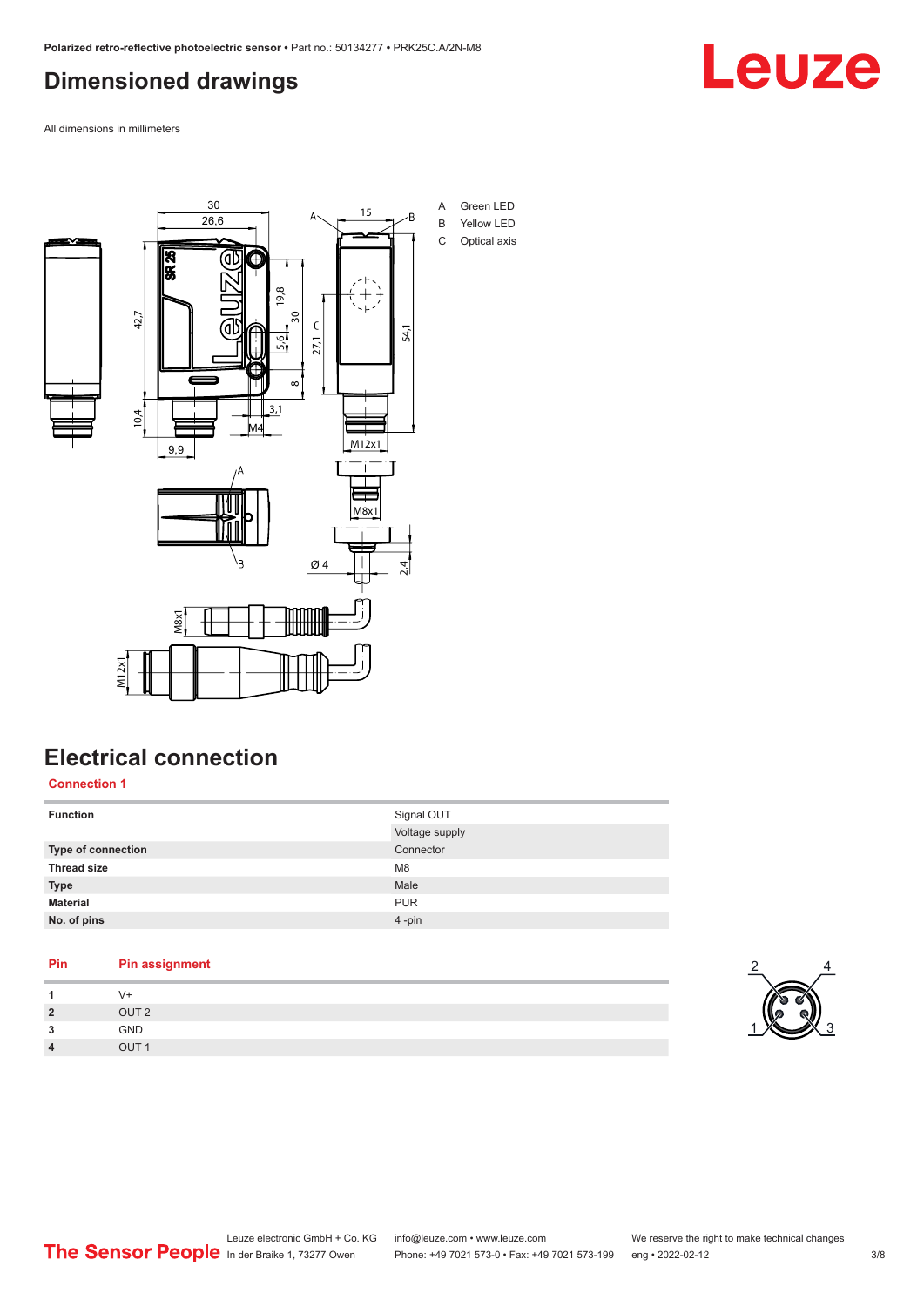## Dimensioned drawings

All dimensions in millimeters

A Green LED
B Yellow LED
C Optical axis

## Electrical connection

**Connection 1**

| | |
|---|---|
| **Function** | Signal OUT |
| | Voltage supply |
| **Type of connection** | Connector |
| **Thread size** | M8 |
| **Type** | Male |
| **Material** | PUR |
| **No. of pins** | 4 -pin |

| Pin | Pin assignment |
|---|---|
| **1** | V+ |
| **2** | OUT 2 |
| **3** | GND |
| **4** | OUT 1 |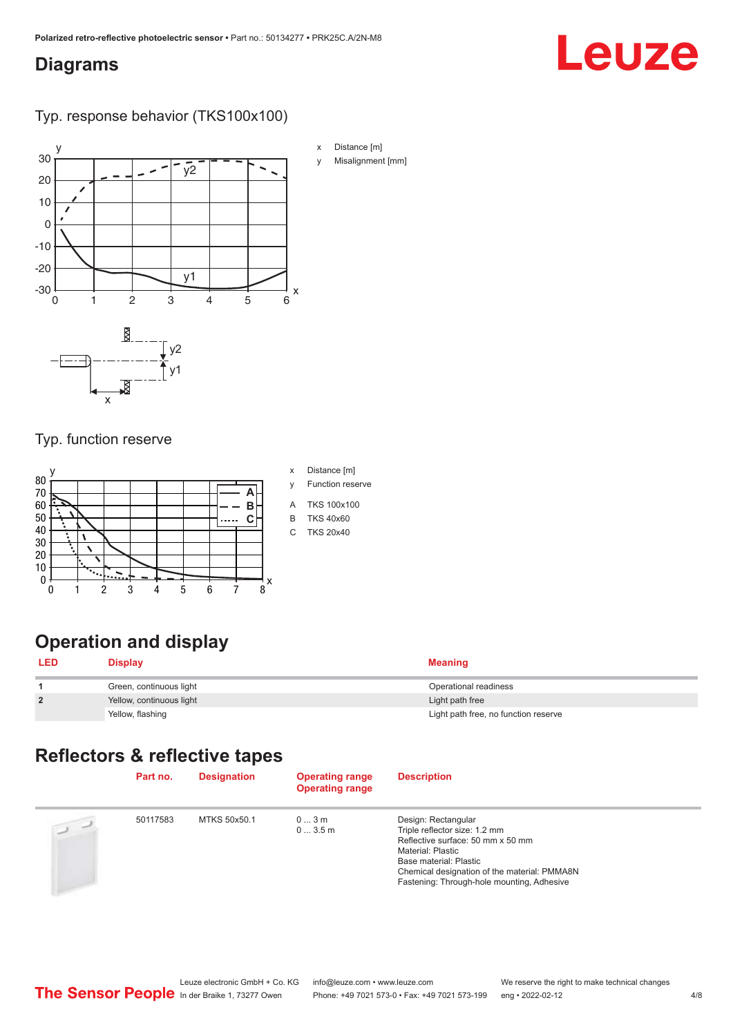## Diagrams

### Typ. response behavior (TKS100x100)

x Distance [m]

y Misalignment [mm]

### Typ. function reserve

x Distance [m]

y Function reserve

A TKS 100x100

B TKS 40x60

C TKS 20x40

## Operation and display

| LED | Display | Meaning |
|---|---|---|
| 1 | Green, continuous light | Operational readiness |
| 2 | Yellow, continuous light | Light path free |
| | Yellow, flashing | Light path free, no function reserve |

## Reflectors & reflective tapes

| Part no. | Designation | Operating range Operating range | Description |
|---|---|---|---|
| 50117583 | MTKS 50x50.1 | 0 ... 3 m<br>0 ... 3.5 m | Design: Rectangular<br>Triple reflector size: 1.2 mm<br>Reflective surface: 50 mm x 50 mm<br>Material: Plastic<br>Base material: Plastic<br>Chemical designation of the material: PMMA8N<br>Fastening: Through-hole mounting, Adhesive |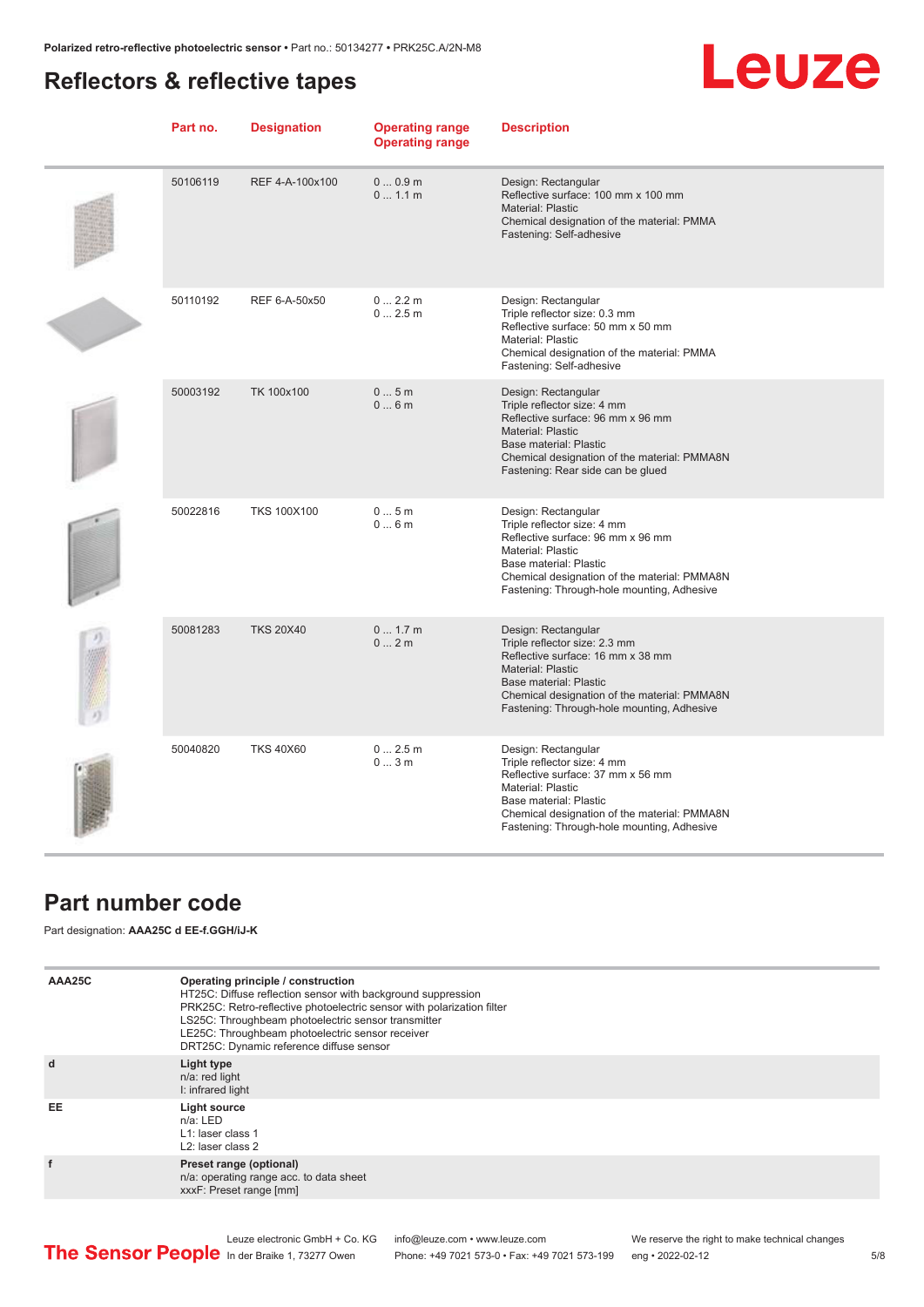## Reflectors & reflective tapes

| Part no. | Designation | Operating range<br>Operating range | Description |
|---|---|---|---|
| 50106119 | REF 4-A-100x100 | 0 ... 0.9 m<br>0 ... 1.1 m | Design: Rectangular<br>Reflective surface: 100 mm x 100 mm<br>Material: Plastic<br>Chemical designation of the material: PMMA<br>Fastening: Self-adhesive |
| 50110192 | REF 6-A-50x50 | 0 ... 2.2 m<br>0 ... 2.5 m | Design: Rectangular<br>Triple reflector size: 0.3 mm<br>Reflective surface: 50 mm x 50 mm<br>Material: Plastic<br>Chemical designation of the material: PMMA<br>Fastening: Self-adhesive |
| 50003192 | TK 100x100 | 0 ... 5 m<br>0 ... 6 m | Design: Rectangular<br>Triple reflector size: 4 mm<br>Reflective surface: 96 mm x 96 mm<br>Material: Plastic<br>Base material: Plastic<br>Chemical designation of the material: PMMA8N<br>Fastening: Rear side can be glued |
| 50022816 | TKS 100X100 | 0 ... 5 m<br>0 ... 6 m | Design: Rectangular<br>Triple reflector size: 4 mm<br>Reflective surface: 96 mm x 96 mm<br>Material: Plastic<br>Base material: Plastic<br>Chemical designation of the material: PMMA8N<br>Fastening: Through-hole mounting, Adhesive |
| 50081283 | TKS 20X40 | 0 ... 1.7 m<br>0 ... 2 m | Design: Rectangular<br>Triple reflector size: 2.3 mm<br>Reflective surface: 16 mm x 38 mm<br>Material: Plastic<br>Base material: Plastic<br>Chemical designation of the material: PMMA8N<br>Fastening: Through-hole mounting, Adhesive |
| 50040820 | TKS 40X60 | 0 ... 2.5 m<br>0 ... 3 m | Design: Rectangular<br>Triple reflector size: 4 mm<br>Reflective surface: 37 mm x 56 mm<br>Material: Plastic<br>Base material: Plastic<br>Chemical designation of the material: PMMA8N<br>Fastening: Through-hole mounting, Adhesive |

## Part number code

Part designation: **AAA25C d EE-f.GGH/iJ-K**

| | |
|---|---|
| **AAA25C** | **Operating principle / construction**<br>HT25C: Diffuse reflection sensor with background suppression<br>PRK25C: Retro-reflective photoelectric sensor with polarization filter<br>LS25C: Throughbeam photoelectric sensor transmitter<br>LE25C: Throughbeam photoelectric sensor receiver<br>DRT25C: Dynamic reference diffuse sensor |
| **d** | **Light type**<br>n/a: red light<br>I: infrared light |
| **EE** | **Light source**<br>n/a: LED<br>L1: laser class 1<br>L2: laser class 2 |
| **f** | **Preset range (optional)**<br>n/a: operating range acc. to data sheet<br>xxxF: Preset range [mm] |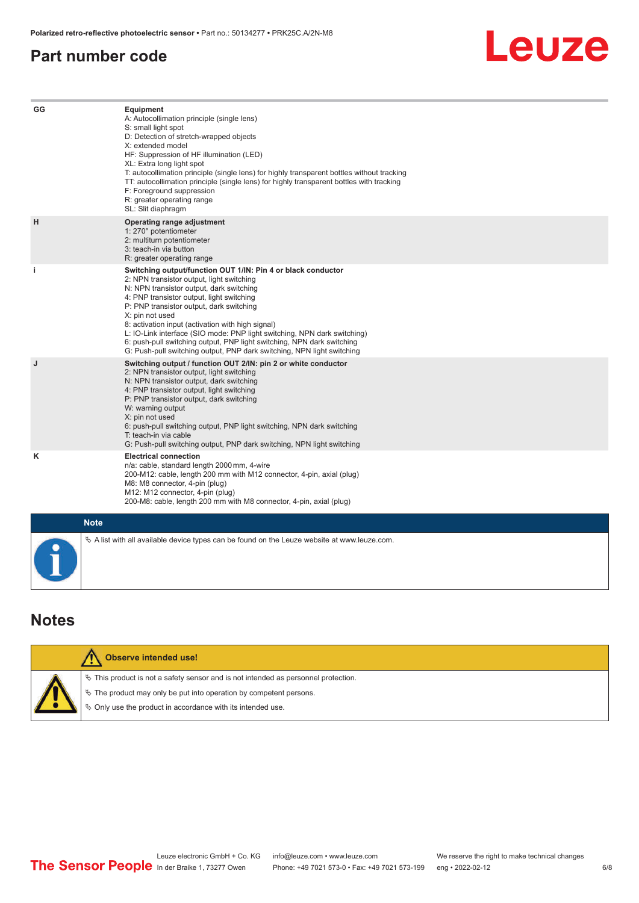## Part number code

| | |
|---|---|
| GG | **Equipment**<br>A: Autocollimation principle (single lens)<br>S: small light spot<br>D: Detection of stretch-wrapped objects<br>X: extended model<br>HF: Suppression of HF illumination (LED)<br>XL: Extra long light spot<br>T: autocollimation principle (single lens) for highly transparent bottles without tracking<br>TT: autocollimation principle (single lens) for highly transparent bottles with tracking<br>F: Foreground suppression<br>R: greater operating range<br>SL: Slit diaphragm |
| H | **Operating range adjustment**<br>1: 270° potentiometer<br>2: multiturn potentiometer<br>3: teach-in via button<br>R: greater operating range |
| i | **Switching output/function OUT 1/IN: Pin 4 or black conductor**<br>2: NPN transistor output, light switching<br>N: NPN transistor output, dark switching<br>4: PNP transistor output, light switching<br>P: PNP transistor output, dark switching<br>X: pin not used<br>8: activation input (activation with high signal)<br>L: IO-Link interface (SIO mode: PNP light switching, NPN dark switching)<br>6: push-pull switching output, PNP light switching, NPN dark switching<br>G: Push-pull switching output, PNP dark switching, NPN light switching |
| J | **Switching output / function OUT 2/IN: pin 2 or white conductor**<br>2: NPN transistor output, light switching<br>N: NPN transistor output, dark switching<br>4: PNP transistor output, light switching<br>P: PNP transistor output, dark switching<br>W: warning output<br>X: pin not used<br>6: push-pull switching output, PNP light switching, NPN dark switching<br>T: teach-in via cable<br>G: Push-pull switching output, PNP dark switching, NPN light switching |
| K | **Electrical connection**<br>n/a: cable, standard length 2000 mm, 4-wire<br>200-M12: cable, length 200 mm with M12 connector, 4-pin, axial (plug)<br>M8: M8 connector, 4-pin (plug)<br>M12: M12 connector, 4-pin (plug)<br>200-M8: cable, length 200 mm with M8 connector, 4-pin, axial (plug) |

**Note**

- A list with all available device types can be found on the Leuze website at www.leuze.com.

## Notes

**Observe intended use!**

- This product is not a safety sensor and is not intended as personnel protection.
- The product may only be put into operation by competent persons.
- Only use the product in accordance with its intended use.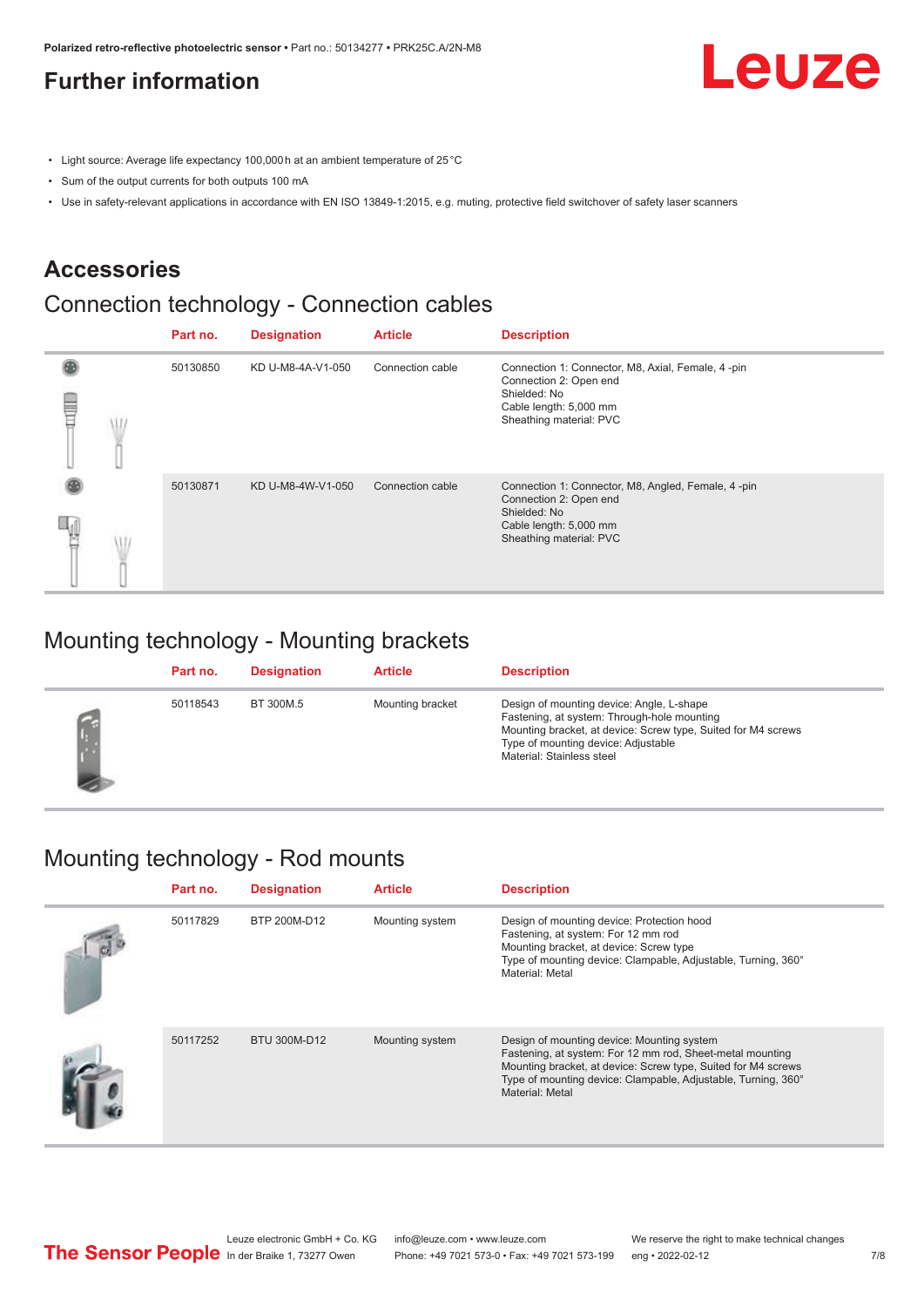## Further information

- Light source: Average life expectancy 100,000 h at an ambient temperature of 25 °C
- Sum of the output currents for both outputs 100 mA
- Use in safety-relevant applications in accordance with EN ISO 13849-1:2015, e.g. muting, protective field switchover of safety laser scanners

## Accessories

### Connection technology - Connection cables

| | Part no. | Designation | Article | Description |
|---|---|---|---|---|
| | 50130850 | KD U-M8-4A-V1-050 | Connection cable | Connection 1: Connector, M8, Axial, Female, 4 -pin<br>Connection 2: Open end<br>Shielded: No<br>Cable length: 5,000 mm<br>Sheathing material: PVC |
| | 50130871 | KD U-M8-4W-V1-050 | Connection cable | Connection 1: Connector, M8, Angled, Female, 4 -pin<br>Connection 2: Open end<br>Shielded: No<br>Cable length: 5,000 mm<br>Sheathing material: PVC |

### Mounting technology - Mounting brackets

| | Part no. | Designation | Article | Description |
|---|---|---|---|---|
| | 50118543 | BT 300M.5 | Mounting bracket | Design of mounting device: Angle, L-shape<br>Fastening, at system: Through-hole mounting<br>Mounting bracket, at device: Screw type, Suited for M4 screws<br>Type of mounting device: Adjustable<br>Material: Stainless steel |

### Mounting technology - Rod mounts

| | Part no. | Designation | Article | Description |
|---|---|---|---|---|
| | 50117829 | BTP 200M-D12 | Mounting system | Design of mounting device: Protection hood<br>Fastening, at system: For 12 mm rod<br>Mounting bracket, at device: Screw type<br>Type of mounting device: Clampable, Adjustable, Turning, 360°<br>Material: Metal |
| | 50117252 | BTU 300M-D12 | Mounting system | Design of mounting device: Mounting system<br>Fastening, at system: For 12 mm rod, Sheet-metal mounting<br>Mounting bracket, at device: Screw type, Suited for M4 screws<br>Type of mounting device: Clampable, Adjustable, Turning, 360°<br>Material: Metal |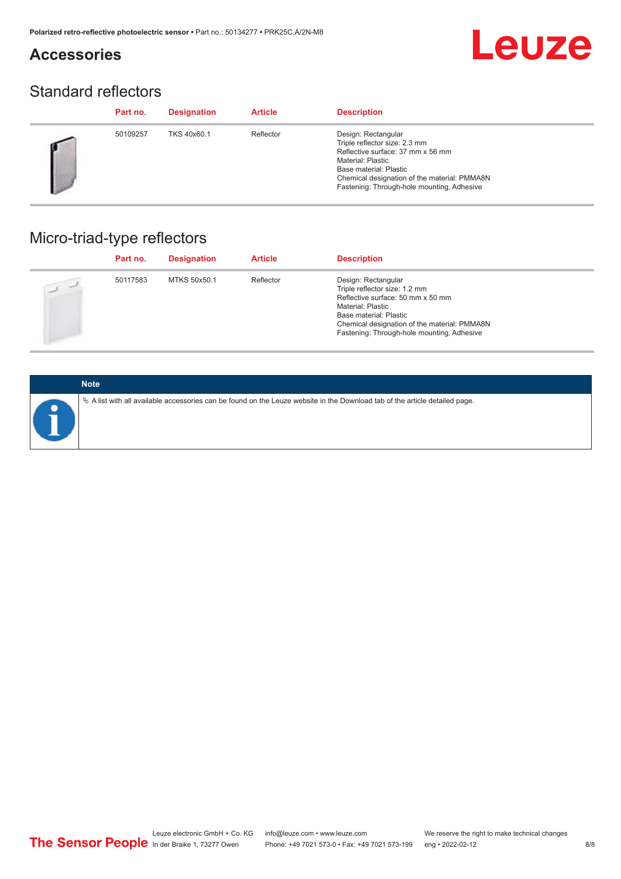## Accessories

### Standard reflectors

| | Part no. | Designation | Article | Description |
|---|---|---|---|---|
| | 50109257 | TKS 40x60.1 | Reflector | Design: Rectangular<br>Triple reflector size: 2.3 mm<br>Reflective surface: 37 mm x 56 mm<br>Material: Plastic<br>Base material: Plastic<br>Chemical designation of the material: PMMA8N<br>Fastening: Through-hole mounting, Adhesive |

### Micro-triad-type reflectors

| | Part no. | Designation | Article | Description |
|---|---|---|---|---|
| | 50117583 | MTKS 50x50.1 | Reflector | Design: Rectangular<br>Triple reflector size: 1.2 mm<br>Reflective surface: 50 mm x 50 mm<br>Material: Plastic<br>Base material: Plastic<br>Chemical designation of the material: PMMA8N<br>Fastening: Through-hole mounting, Adhesive |

**Note**

↳ A list with all available accessories can be found on the Leuze website in the Download tab of the article detailed page.